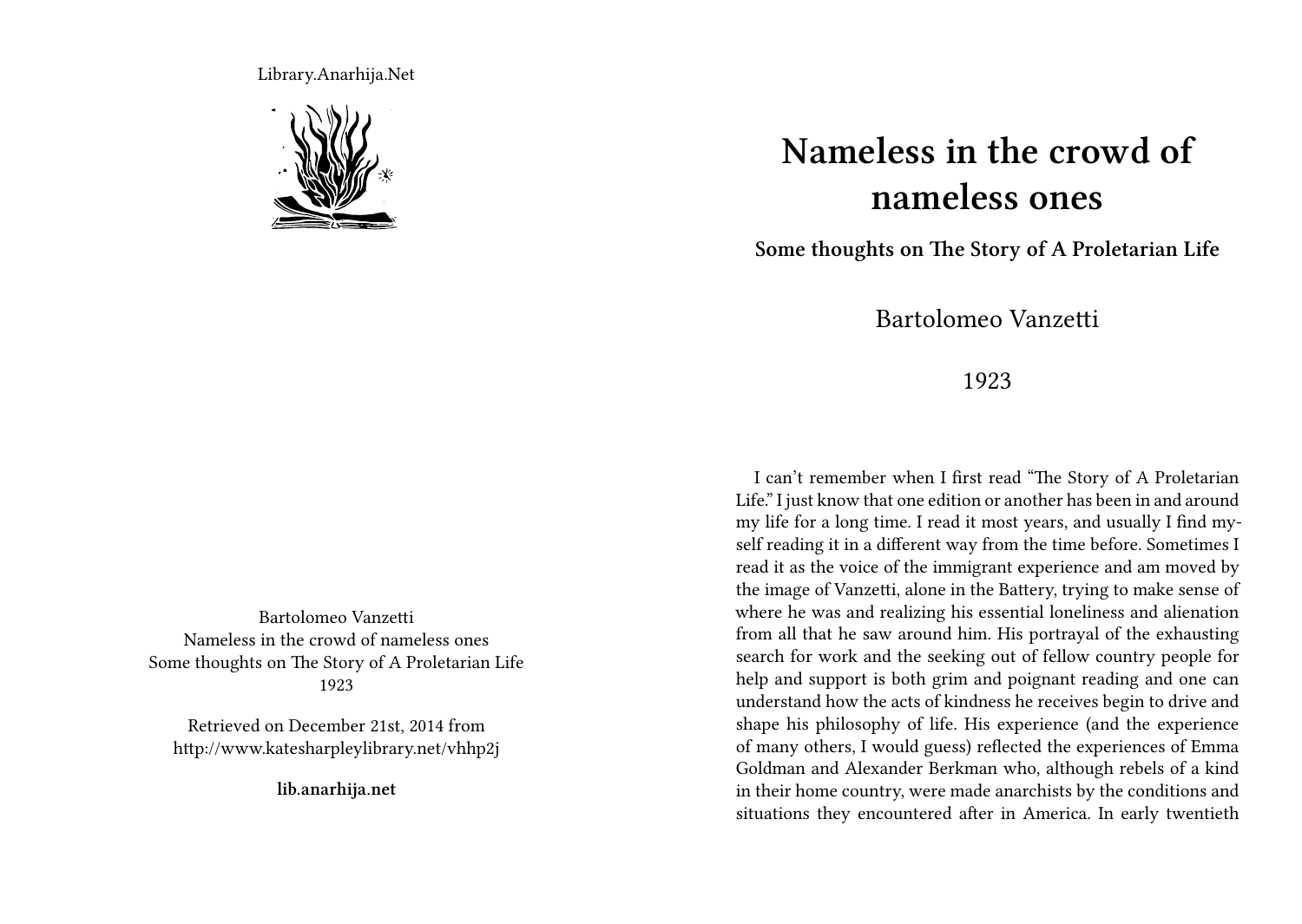Library.Anarhija.Net

Bartolomeo Vanzetti
Nameless in the crowd of nameless ones
Some thoughts on The Story of A Proletarian Life
1923

Retrieved on December 21st, 2014 from
http://www.katesharpleylibrary.net/vhhp2j

**lib.anarhija.net**

# Nameless in the crowd of nameless ones

**Some thoughts on The Story of A Proletarian Life**

Bartolomeo Vanzetti

1923

I can't remember when I first read "The Story of A Proletarian Life." I just know that one edition or another has been in and around my life for a long time. I read it most years, and usually I find myself reading it in a different way from the time before. Sometimes I read it as the voice of the immigrant experience and am moved by the image of Vanzetti, alone in the Battery, trying to make sense of where he was and realizing his essential loneliness and alienation from all that he saw around him. His portrayal of the exhausting search for work and the seeking out of fellow country people for help and support is both grim and poignant reading and one can understand how the acts of kindness he receives begin to drive and shape his philosophy of life. His experience (and the experience of many others, I would guess) reflected the experiences of Emma Goldman and Alexander Berkman who, although rebels of a kind in their home country, were made anarchists by the conditions and situations they encountered after in America. In early twentieth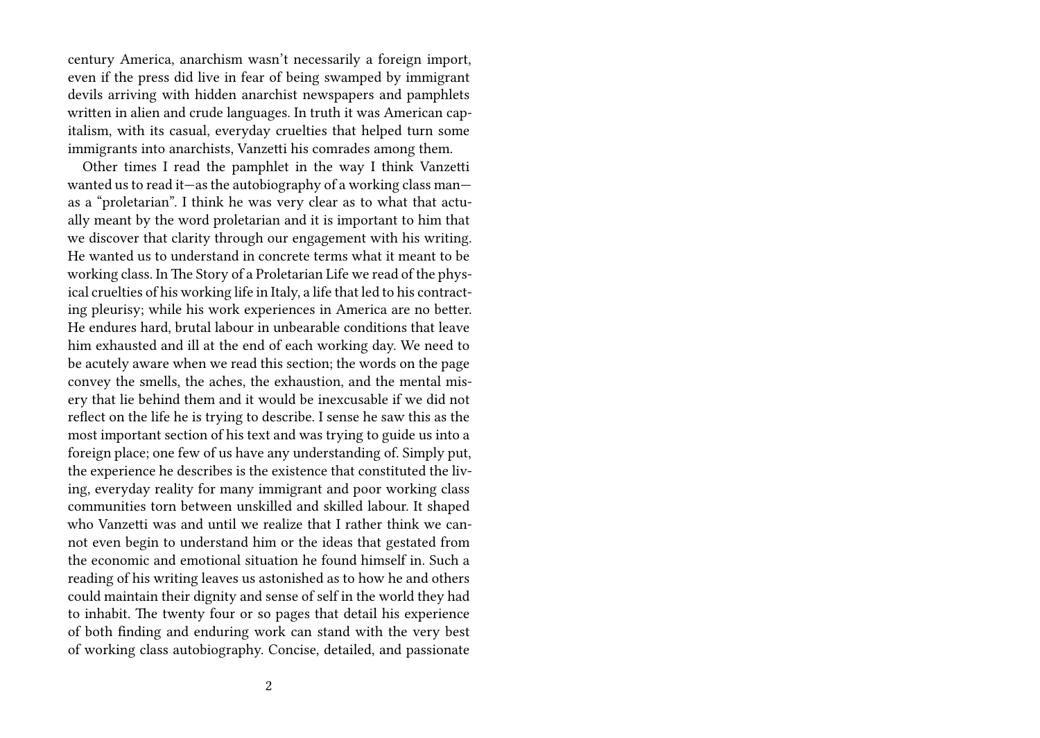century America, anarchism wasn't necessarily a foreign import, even if the press did live in fear of being swamped by immigrant devils arriving with hidden anarchist newspapers and pamphlets written in alien and crude languages. In truth it was American capitalism, with its casual, everyday cruelties that helped turn some immigrants into anarchists, Vanzetti his comrades among them.

Other times I read the pamphlet in the way I think Vanzetti wanted us to read it—as the autobiography of a working class man—as a "proletarian". I think he was very clear as to what that actually meant by the word proletarian and it is important to him that we discover that clarity through our engagement with his writing. He wanted us to understand in concrete terms what it meant to be working class. In The Story of a Proletarian Life we read of the physical cruelties of his working life in Italy, a life that led to his contracting pleurisy; while his work experiences in America are no better. He endures hard, brutal labour in unbearable conditions that leave him exhausted and ill at the end of each working day. We need to be acutely aware when we read this section; the words on the page convey the smells, the aches, the exhaustion, and the mental misery that lie behind them and it would be inexcusable if we did not reflect on the life he is trying to describe. I sense he saw this as the most important section of his text and was trying to guide us into a foreign place; one few of us have any understanding of. Simply put, the experience he describes is the existence that constituted the living, everyday reality for many immigrant and poor working class communities torn between unskilled and skilled labour. It shaped who Vanzetti was and until we realize that I rather think we cannot even begin to understand him or the ideas that gestated from the economic and emotional situation he found himself in. Such a reading of his writing leaves us astonished as to how he and others could maintain their dignity and sense of self in the world they had to inhabit. The twenty four or so pages that detail his experience of both finding and enduring work can stand with the very best of working class autobiography. Concise, detailed, and passionate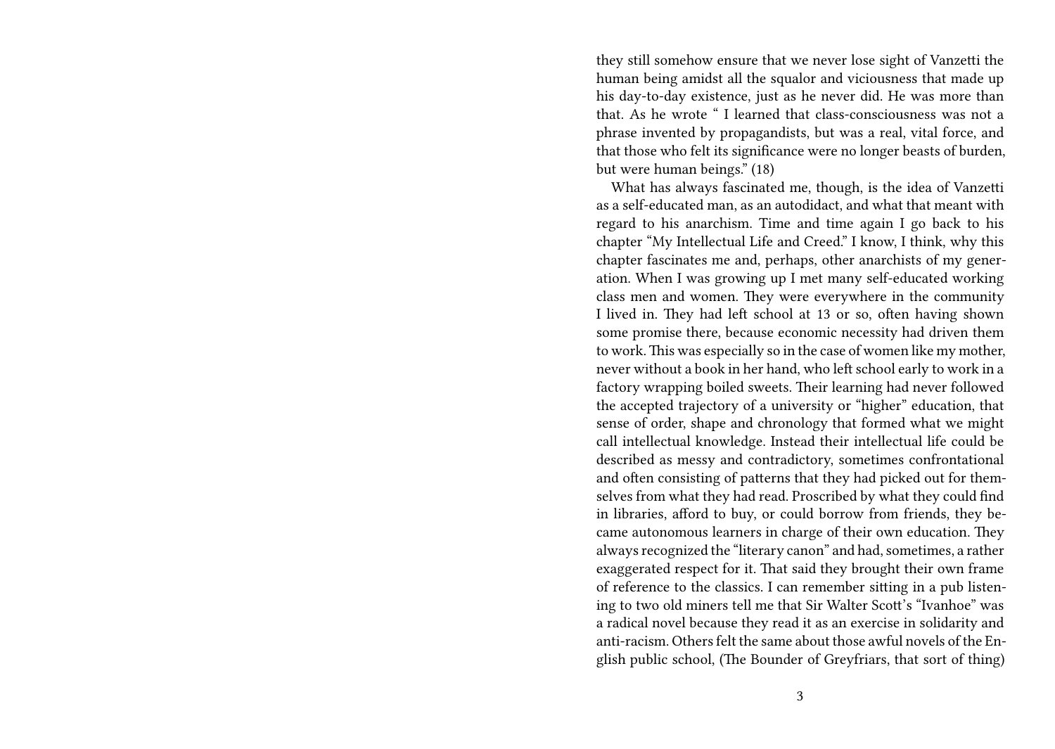they still somehow ensure that we never lose sight of Vanzetti the human being amidst all the squalor and viciousness that made up his day-to-day existence, just as he never did. He was more than that. As he wrote " I learned that class-consciousness was not a phrase invented by propagandists, but was a real, vital force, and that those who felt its significance were no longer beasts of burden, but were human beings." (18)

What has always fascinated me, though, is the idea of Vanzetti as a self-educated man, as an autodidact, and what that meant with regard to his anarchism. Time and time again I go back to his chapter "My Intellectual Life and Creed." I know, I think, why this chapter fascinates me and, perhaps, other anarchists of my generation. When I was growing up I met many self-educated working class men and women. They were everywhere in the community I lived in. They had left school at 13 or so, often having shown some promise there, because economic necessity had driven them to work. This was especially so in the case of women like my mother, never without a book in her hand, who left school early to work in a factory wrapping boiled sweets. Their learning had never followed the accepted trajectory of a university or "higher" education, that sense of order, shape and chronology that formed what we might call intellectual knowledge. Instead their intellectual life could be described as messy and contradictory, sometimes confrontational and often consisting of patterns that they had picked out for themselves from what they had read. Proscribed by what they could find in libraries, afford to buy, or could borrow from friends, they became autonomous learners in charge of their own education. They always recognized the "literary canon" and had, sometimes, a rather exaggerated respect for it. That said they brought their own frame of reference to the classics. I can remember sitting in a pub listening to two old miners tell me that Sir Walter Scott's "Ivanhoe" was a radical novel because they read it as an exercise in solidarity and anti-racism. Others felt the same about those awful novels of the English public school, (The Bounder of Greyfriars, that sort of thing)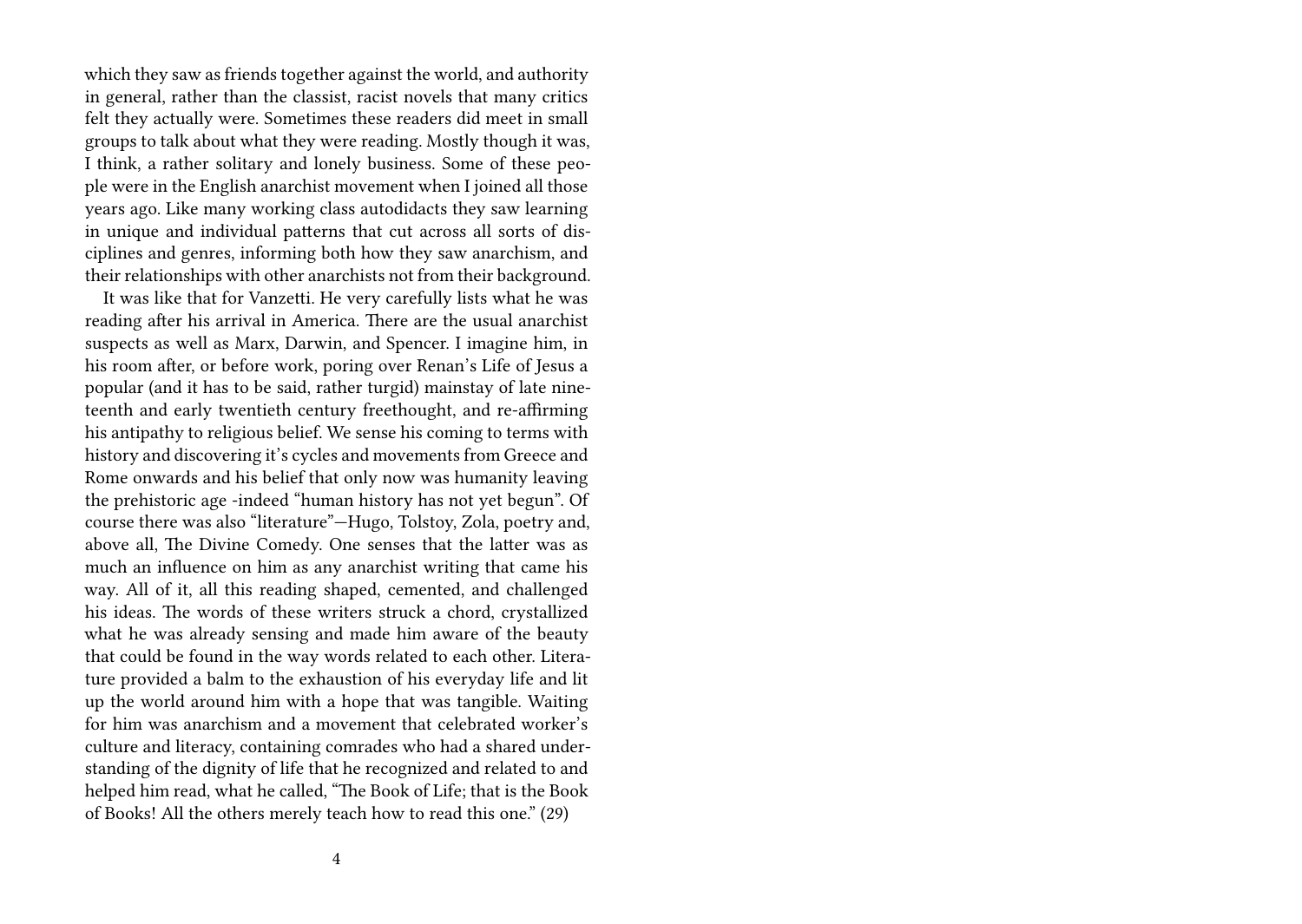which they saw as friends together against the world, and authority in general, rather than the classist, racist novels that many critics felt they actually were. Sometimes these readers did meet in small groups to talk about what they were reading. Mostly though it was, I think, a rather solitary and lonely business. Some of these people were in the English anarchist movement when I joined all those years ago. Like many working class autodidacts they saw learning in unique and individual patterns that cut across all sorts of disciplines and genres, informing both how they saw anarchism, and their relationships with other anarchists not from their background.

It was like that for Vanzetti. He very carefully lists what he was reading after his arrival in America. There are the usual anarchist suspects as well as Marx, Darwin, and Spencer. I imagine him, in his room after, or before work, poring over Renan's Life of Jesus a popular (and it has to be said, rather turgid) mainstay of late nineteenth and early twentieth century freethought, and re-affirming his antipathy to religious belief. We sense his coming to terms with history and discovering it's cycles and movements from Greece and Rome onwards and his belief that only now was humanity leaving the prehistoric age -indeed "human history has not yet begun". Of course there was also "literature"—Hugo, Tolstoy, Zola, poetry and, above all, The Divine Comedy. One senses that the latter was as much an influence on him as any anarchist writing that came his way. All of it, all this reading shaped, cemented, and challenged his ideas. The words of these writers struck a chord, crystallized what he was already sensing and made him aware of the beauty that could be found in the way words related to each other. Literature provided a balm to the exhaustion of his everyday life and lit up the world around him with a hope that was tangible. Waiting for him was anarchism and a movement that celebrated worker's culture and literacy, containing comrades who had a shared understanding of the dignity of life that he recognized and related to and helped him read, what he called, "The Book of Life; that is the Book of Books! All the others merely teach how to read this one." (29)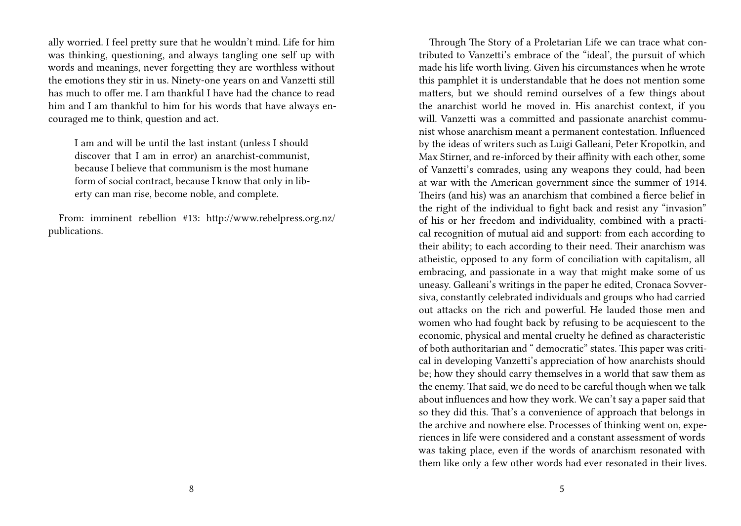ally worried. I feel pretty sure that he wouldn't mind. Life for him was thinking, questioning, and always tangling one self up with words and meanings, never forgetting they are worthless without the emotions they stir in us. Ninety-one years on and Vanzetti still has much to offer me. I am thankful I have had the chance to read him and I am thankful to him for his words that have always encouraged me to think, question and act.

> I am and will be until the last instant (unless I should discover that I am in error) an anarchist-communist, because I believe that communism is the most humane form of social contract, because I know that only in liberty can man rise, become noble, and complete.

From: imminent rebellion #13: http://www.rebelpress.org.nz/publications.

Through The Story of a Proletarian Life we can trace what contributed to Vanzetti's embrace of the "ideal', the pursuit of which made his life worth living. Given his circumstances when he wrote this pamphlet it is understandable that he does not mention some matters, but we should remind ourselves of a few things about the anarchist world he moved in. His anarchist context, if you will. Vanzetti was a committed and passionate anarchist communist whose anarchism meant a permanent contestation. Influenced by the ideas of writers such as Luigi Galleani, Peter Kropotkin, and Max Stirner, and re-inforced by their affinity with each other, some of Vanzetti's comrades, using any weapons they could, had been at war with the American government since the summer of 1914. Theirs (and his) was an anarchism that combined a fierce belief in the right of the individual to fight back and resist any "invasion" of his or her freedom and individuality, combined with a practical recognition of mutual aid and support: from each according to their ability; to each according to their need. Their anarchism was atheistic, opposed to any form of conciliation with capitalism, all embracing, and passionate in a way that might make some of us uneasy. Galleani's writings in the paper he edited, Cronaca Sovversiva, constantly celebrated individuals and groups who had carried out attacks on the rich and powerful. He lauded those men and women who had fought back by refusing to be acquiescent to the economic, physical and mental cruelty he defined as characteristic of both authoritarian and " democratic" states. This paper was critical in developing Vanzetti's appreciation of how anarchists should be; how they should carry themselves in a world that saw them as the enemy. That said, we do need to be careful though when we talk about influences and how they work. We can't say a paper said that so they did this. That's a convenience of approach that belongs in the archive and nowhere else. Processes of thinking went on, experiences in life were considered and a constant assessment of words was taking place, even if the words of anarchism resonated with them like only a few other words had ever resonated in their lives.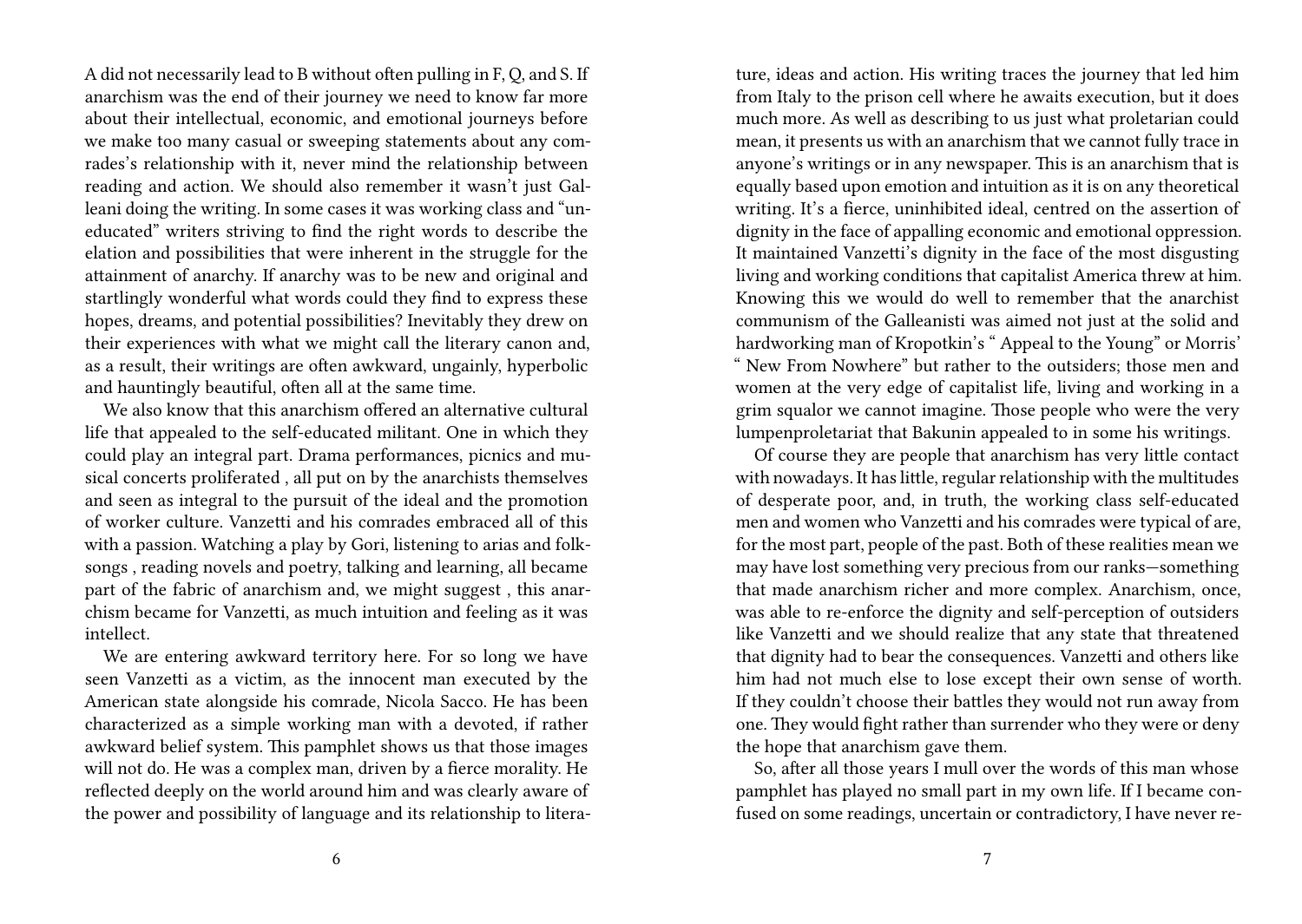A did not necessarily lead to B without often pulling in F, Q, and S. If anarchism was the end of their journey we need to know far more about their intellectual, economic, and emotional journeys before we make too many casual or sweeping statements about any comrades's relationship with it, never mind the relationship between reading and action. We should also remember it wasn't just Galleani doing the writing. In some cases it was working class and "uneducated" writers striving to find the right words to describe the elation and possibilities that were inherent in the struggle for the attainment of anarchy. If anarchy was to be new and original and startlingly wonderful what words could they find to express these hopes, dreams, and potential possibilities? Inevitably they drew on their experiences with what we might call the literary canon and, as a result, their writings are often awkward, ungainly, hyperbolic and hauntingly beautiful, often all at the same time.

We also know that this anarchism offered an alternative cultural life that appealed to the self-educated militant. One in which they could play an integral part. Drama performances, picnics and musical concerts proliferated , all put on by the anarchists themselves and seen as integral to the pursuit of the ideal and the promotion of worker culture. Vanzetti and his comrades embraced all of this with a passion. Watching a play by Gori, listening to arias and folksongs , reading novels and poetry, talking and learning, all became part of the fabric of anarchism and, we might suggest , this anarchism became for Vanzetti, as much intuition and feeling as it was intellect.

We are entering awkward territory here. For so long we have seen Vanzetti as a victim, as the innocent man executed by the American state alongside his comrade, Nicola Sacco. He has been characterized as a simple working man with a devoted, if rather awkward belief system. This pamphlet shows us that those images will not do. He was a complex man, driven by a fierce morality. He reflected deeply on the world around him and was clearly aware of the power and possibility of language and its relationship to literature, ideas and action. His writing traces the journey that led him from Italy to the prison cell where he awaits execution, but it does much more. As well as describing to us just what proletarian could mean, it presents us with an anarchism that we cannot fully trace in anyone's writings or in any newspaper. This is an anarchism that is equally based upon emotion and intuition as it is on any theoretical writing. It's a fierce, uninhibited ideal, centred on the assertion of dignity in the face of appalling economic and emotional oppression. It maintained Vanzetti's dignity in the face of the most disgusting living and working conditions that capitalist America threw at him. Knowing this we would do well to remember that the anarchist communism of the Galleanisti was aimed not just at the solid and hardworking man of Kropotkin's " Appeal to the Young" or Morris' " New From Nowhere" but rather to the outsiders; those men and women at the very edge of capitalist life, living and working in a grim squalor we cannot imagine. Those people who were the very lumpenproletariat that Bakunin appealed to in some his writings.

Of course they are people that anarchism has very little contact with nowadays. It has little, regular relationship with the multitudes of desperate poor, and, in truth, the working class self-educated men and women who Vanzetti and his comrades were typical of are, for the most part, people of the past. Both of these realities mean we may have lost something very precious from our ranks—something that made anarchism richer and more complex. Anarchism, once, was able to re-enforce the dignity and self-perception of outsiders like Vanzetti and we should realize that any state that threatened that dignity had to bear the consequences. Vanzetti and others like him had not much else to lose except their own sense of worth. If they couldn't choose their battles they would not run away from one. They would fight rather than surrender who they were or deny the hope that anarchism gave them.

So, after all those years I mull over the words of this man whose pamphlet has played no small part in my own life. If I became confused on some readings, uncertain or contradictory, I have never re-